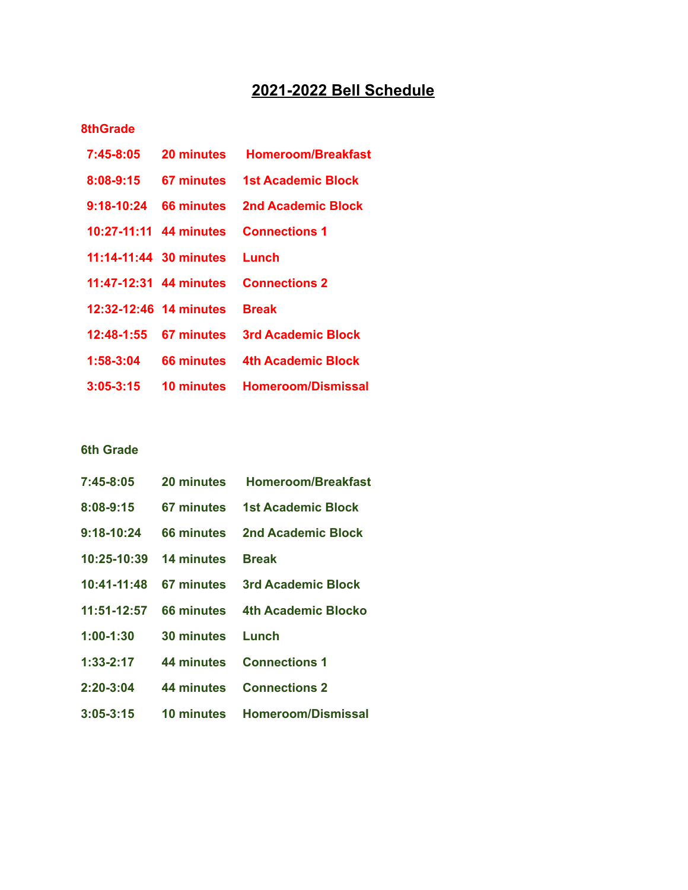# 2021-2022 Bell Schedule

## 8thGrade

| | | |
|---|---|---|
| 7:45-8:05 | 20 minutes | Homeroom/Breakfast |
| 8:08-9:15 | 67 minutes | 1st Academic Block |
| 9:18-10:24 | 66 minutes | 2nd Academic Block |
| 10:27-11:11 | 44 minutes | Connections 1 |
| 11:14-11:44 | 30 minutes | Lunch |
| 11:47-12:31 | 44 minutes | Connections 2 |
| 12:32-12:46 | 14 minutes | Break |
| 12:48-1:55 | 67 minutes | 3rd Academic Block |
| 1:58-3:04 | 66 minutes | 4th Academic Block |
| 3:05-3:15 | 10 minutes | Homeroom/Dismissal |

## 6th Grade

| | | |
|---|---|---|
| 7:45-8:05 | 20 minutes | Homeroom/Breakfast |
| 8:08-9:15 | 67 minutes | 1st Academic Block |
| 9:18-10:24 | 66 minutes | 2nd Academic Block |
| 10:25-10:39 | 14 minutes | Break |
| 10:41-11:48 | 67 minutes | 3rd Academic Block |
| 11:51-12:57 | 66 minutes | 4th Academic Blocko |
| 1:00-1:30 | 30 minutes | Lunch |
| 1:33-2:17 | 44 minutes | Connections 1 |
| 2:20-3:04 | 44 minutes | Connections 2 |
| 3:05-3:15 | 10 minutes | Homeroom/Dismissal |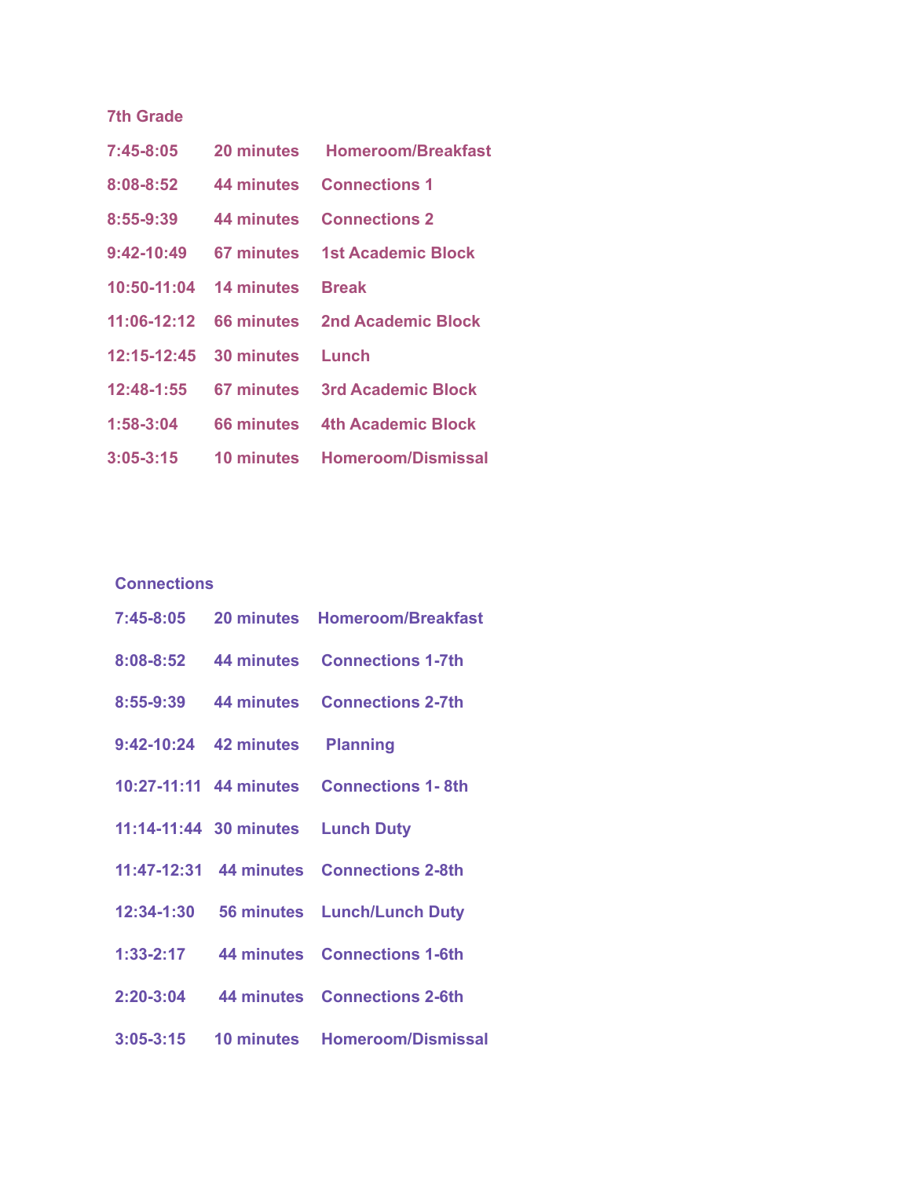## 7th Grade

| | | |
|---|---|---|
| 7:45-8:05 | 20 minutes | Homeroom/Breakfast |
| 8:08-8:52 | 44 minutes | Connections 1 |
| 8:55-9:39 | 44 minutes | Connections 2 |
| 9:42-10:49 | 67 minutes | 1st Academic Block |
| 10:50-11:04 | 14 minutes | Break |
| 11:06-12:12 | 66 minutes | 2nd Academic Block |
| 12:15-12:45 | 30 minutes | Lunch |
| 12:48-1:55 | 67 minutes | 3rd Academic Block |
| 1:58-3:04 | 66 minutes | 4th Academic Block |
| 3:05-3:15 | 10 minutes | Homeroom/Dismissal |

## Connections

| | | |
|---|---|---|
| 7:45-8:05 | 20 minutes | Homeroom/Breakfast |
| 8:08-8:52 | 44 minutes | Connections 1-7th |
| 8:55-9:39 | 44 minutes | Connections 2-7th |
| 9:42-10:24 | 42 minutes | Planning |
| 10:27-11:11 | 44 minutes | Connections 1- 8th |
| 11:14-11:44 | 30 minutes | Lunch Duty |
| 11:47-12:31 | 44 minutes | Connections 2-8th |
| 12:34-1:30 | 56 minutes | Lunch/Lunch Duty |
| 1:33-2:17 | 44 minutes | Connections 1-6th |
| 2:20-3:04 | 44 minutes | Connections 2-6th |
| 3:05-3:15 | 10 minutes | Homeroom/Dismissal |